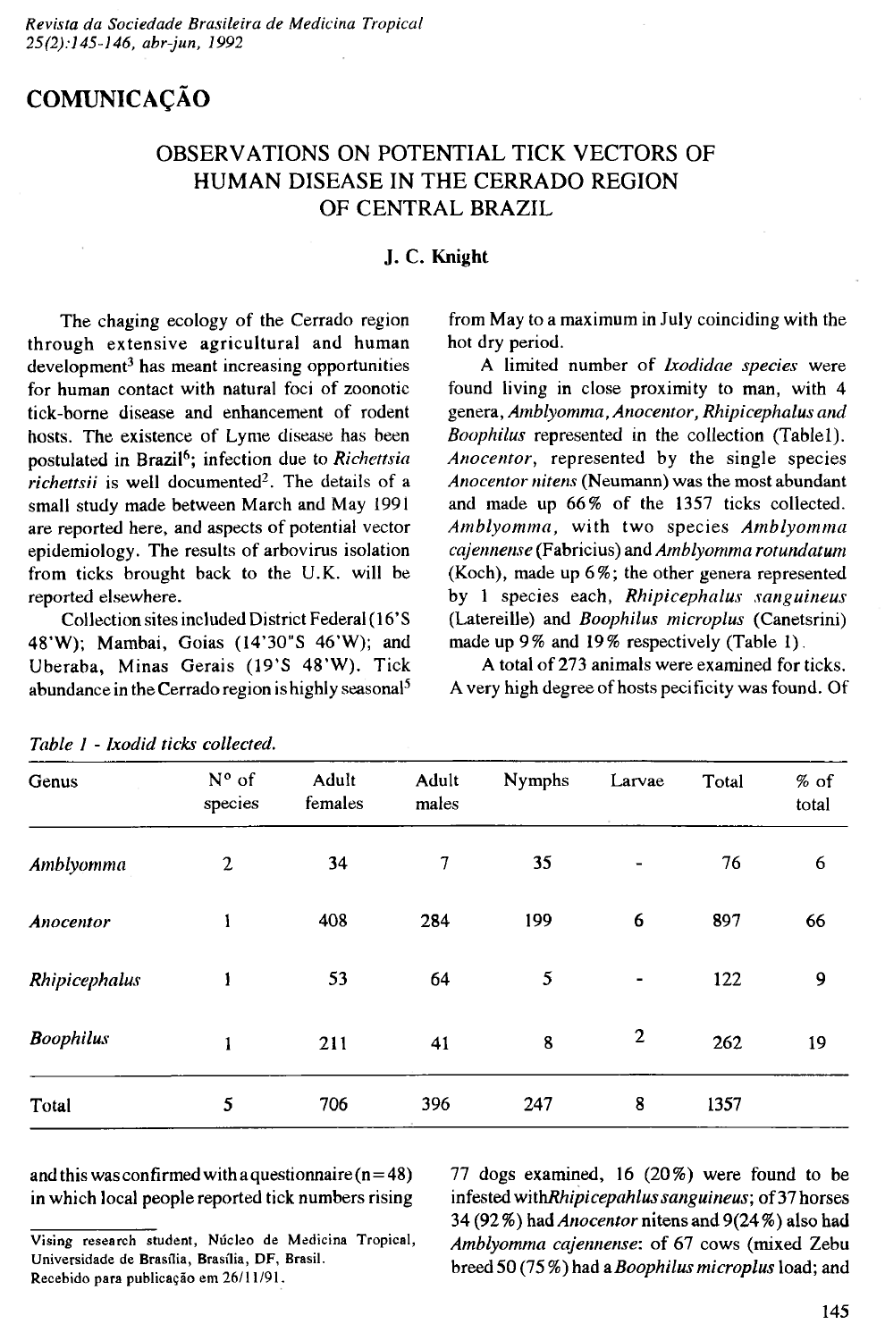## COMUNICAÇÃO

# OBSERVATIONS ON POTENTIAL TICK VECTORS OF HUMAN DISEASE IN THE CERRADO REGION OF CENTRAL BRAZIL

**J. C. Knight**

The chaging ecology of the Cerrado region through extensive agricultural and human development[3] has meant increasing opportunities for human contact with natural foci of zoonotic tick-borne disease and enhancement of rodent hosts. The existence of Lyme disease has been postulated in Brazil[6]; infection due to *Richettsia richettsii* is well documented[2]. The details of a small study made between March and May 1991 are reported here, and aspects of potential vector epidemiology. The results of arbovirus isolation from ticks brought back to the U.K. will be reported elsewhere.

Collection sites included District Federal (16'S 48'W); Mambai, Goias (14'30"S 46'W); and Uberaba, Minas Gerais (19'S 48'W). Tick abundance in the Cerrado region is highly seasonal[5] and this was confirmed with a questionnaire (n=48) in which local people reported tick numbers rising from May to a maximum in July coinciding with the hot dry period.

A limited number of *Ixodidae species* were found living in close proximity to man, with 4 genera, *Amblyomma, Anocentor, Rhipicephalus and Boophilus* represented in the collection (Table1). *Anocentor*, represented by the single species *Anocentor nitens* (Neumann) was the most abundant and made up 66% of the 1357 ticks collected. *Amblyomma*, with two species *Amblyomma cajennense* (Fabricius) and *Amblyomma rotundatum* (Koch), made up 6%; the other genera represented by 1 species each, *Rhipicephalus sanguineus* (Latereille) and *Boophilus microplus* (Canetsrini) made up 9% and 19% respectively (Table 1).

A total of 273 animals were examined for ticks. A very high degree of hosts pecificity was found. Of 77 dogs examined, 16 (20%) were found to be infested with*Rhipicepahlus sanguineus*; of 37 horses 34 (92%) had *Anocentor* nitens and 9(24%) also had *Amblyomma cajennense*: of 67 cows (mixed Zebu breed 50 (75%) had a *Boophilus microplus* load; and

*Table 1 - Ixodid ticks collected.*

| Genus | N° of species | Adult females | Adult males | Nymphs | Larvae | Total | % of total |
|---|---|---|---|---|---|---|---|
| *Amblyomma* | 2 | 34 | 7 | 35 | - | 76 | 6 |
| *Anocentor* | 1 | 408 | 284 | 199 | 6 | 897 | 66 |
| *Rhipicephalus* | 1 | 53 | 64 | 5 | - | 122 | 9 |
| *Boophilus* | 1 | 211 | 41 | 8 | 2 | 262 | 19 |
| Total | 5 | 706 | 396 | 247 | 8 | 1357 | |

Vising research student, Núcleo de Medicina Tropical, Universidade de Brasília, Brasília, DF, Brasil.
Recebido para publicação em 26/11/91.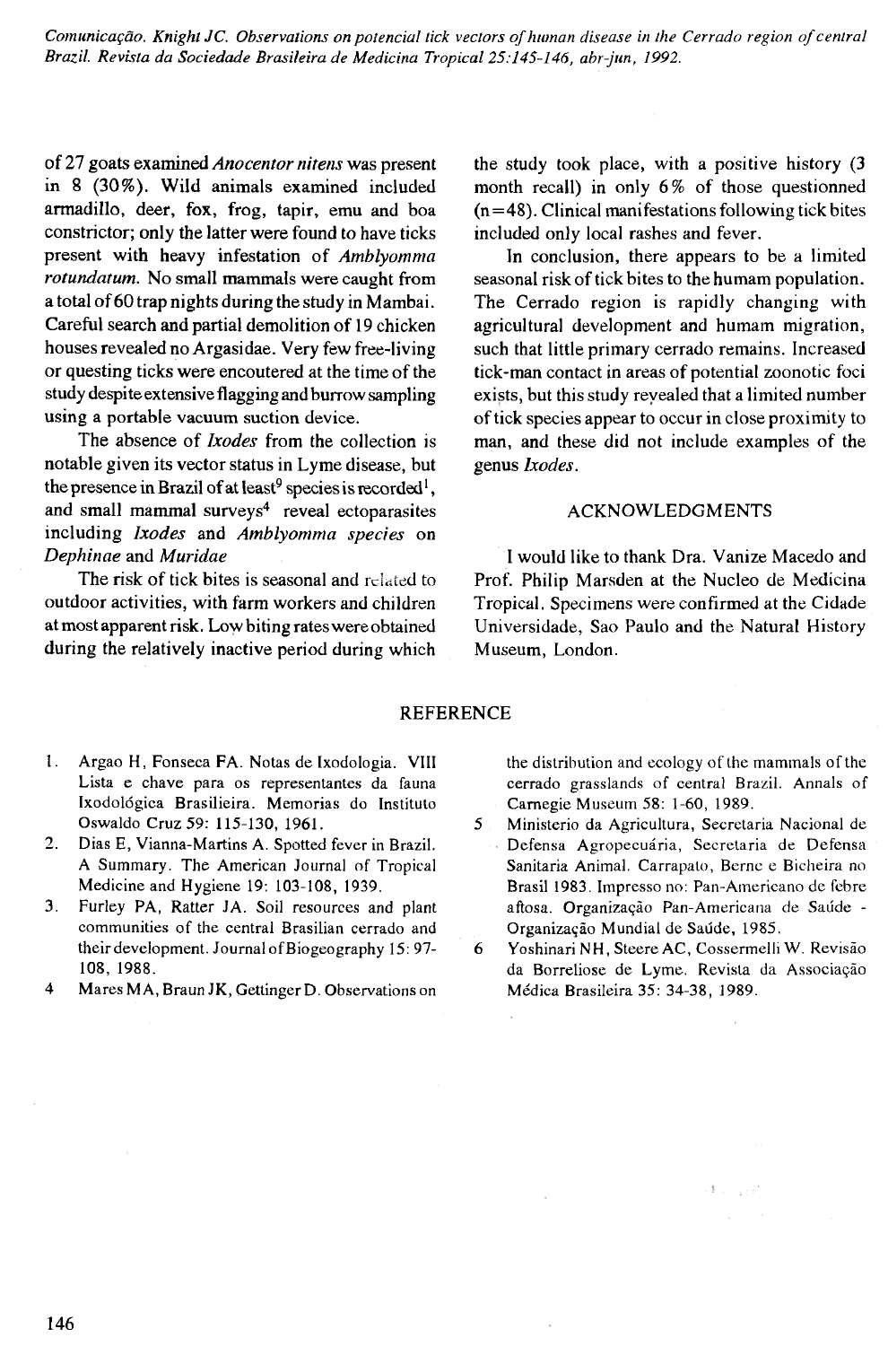of 27 goats examined *Anocentor nitens* was present in 8 (30%). Wild animals examined included armadillo, deer, fox, frog, tapir, emu and boa constrictor; only the latter were found to have ticks present with heavy infestation of *Amblyomma rotundatum*. No small mammals were caught from a total of 60 trap nights during the study in Mambai. Careful search and partial demolition of 19 chicken houses revealed no Argasidae. Very few free-living or questing ticks were encoutered at the time of the study despite extensive flagging and burrow sampling using a portable vacuum suction device.

The absence of *Ixodes* from the collection is notable given its vector status in Lyme disease, but the presence in Brazil of at least[9] species is recorded[1], and small mammal surveys[4] reveal ectoparasites including *Ixodes* and *Amblyomma species* on *Dephinae* and *Muridae*

The risk of tick bites is seasonal and related to outdoor activities, with farm workers and children at most apparent risk. Low biting rates were obtained during the relatively inactive period during which the study took place, with a positive history (3 month recall) in only 6% of those questionned (n=48). Clinical manifestations following tick bites included only local rashes and fever.

In conclusion, there appears to be a limited seasonal risk of tick bites to the humam population. The Cerrado region is rapidly changing with agricultural development and humam migration, such that little primary cerrado remains. Increased tick-man contact in areas of potential zoonotic foci exists, but this study revealed that a limited number of tick species appear to occur in close proximity to man, and these did not include examples of the genus *Ixodes*.

## ACKNOWLEDGMENTS

I would like to thank Dra. Vanize Macedo and Prof. Philip Marsden at the Nucleo de Medicina Tropical. Specimens were confirmed at the Cidade Universidade, Sao Paulo and the Natural History Museum, London.

## REFERENCE

1. Argao H, Fonseca FA. Notas de Ixodologia. VIII Lista e chave para os representantes da fauna Ixodológica Brasilieira. Memorias do Instituto Oswaldo Cruz 59: 115-130, 1961.
2. Dias E, Vianna-Martins A. Spotted fever in Brazil. A Summary. The American Journal of Tropical Medicine and Hygiene 19: 103-108, 1939.
3. Furley PA, Ratter JA. Soil resources and plant communities of the central Brasilian cerrado and their development. Journal of Biogeography 15: 97-108, 1988.
4. Mares MA, Braun JK, Gettinger D. Observations on the distribution and ecology of the mammals of the cerrado grasslands of central Brazil. Annals of Carnegie Museum 58: 1-60, 1989.
5. Ministerio da Agricultura, Secretaria Nacional de Defensa Agropecuária, Secretaria de Defensa Sanitaria Animal. Carrapato, Berne e Bicheira no Brasil 1983. Impresso no: Pan-Americano de febre aftosa. Organização Pan-Americana de Saúde - Organização Mundial de Saúde, 1985.
6. Yoshinari NH, Steere AC, Cossermelli W. Revisão da Borreliose de Lyme. Revista da Associação Médica Brasileira 35: 34-38, 1989.